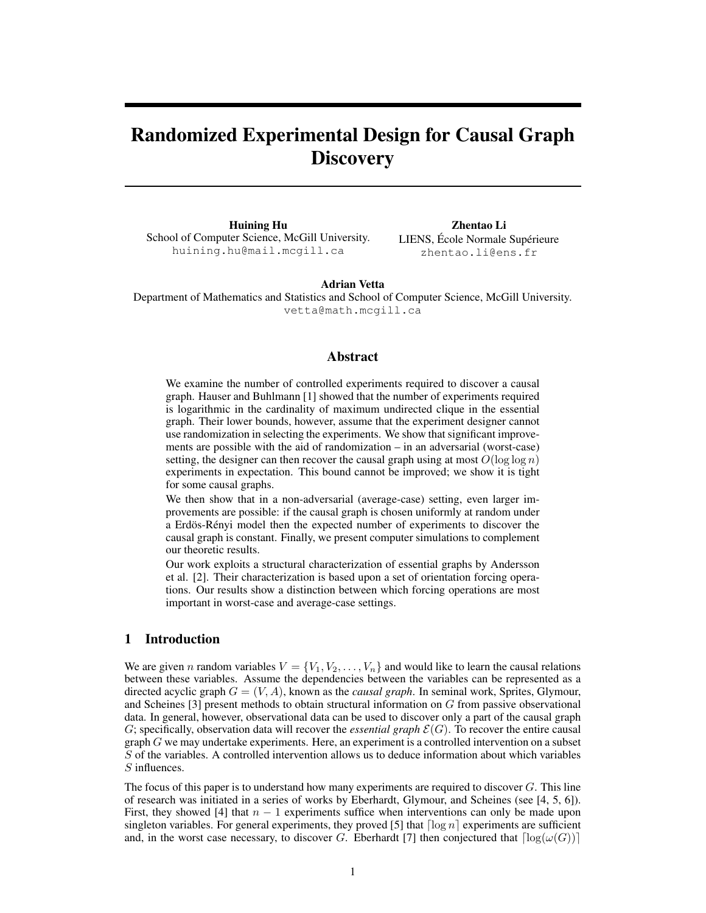# Randomized Experimental Design for Causal Graph Discovery

**Huining Hu**
School of Computer Science, McGill University.
huining.hu@mail.mcgill.ca

**Zhentao Li**
LIENS, École Normale Supérieure
zhentao.li@ens.fr

**Adrian Vetta**
Department of Mathematics and Statistics and School of Computer Science, McGill University.
vetta@math.mcgill.ca

## Abstract

We examine the number of controlled experiments required to discover a causal graph. Hauser and Buhlmann [1] showed that the number of experiments required is logarithmic in the cardinality of maximum undirected clique in the essential graph. Their lower bounds, however, assume that the experiment designer cannot use randomization in selecting the experiments. We show that significant improvements are possible with the aid of randomization – in an adversarial (worst-case) setting, the designer can then recover the causal graph using at most $O(\log \log n)$ experiments in expectation. This bound cannot be improved; we show it is tight for some causal graphs.

We then show that in a non-adversarial (average-case) setting, even larger improvements are possible: if the causal graph is chosen uniformly at random under a Erdös-Rényi model then the expected number of experiments to discover the causal graph is constant. Finally, we present computer simulations to complement our theoretic results.

Our work exploits a structural characterization of essential graphs by Andersson et al. [2]. Their characterization is based upon a set of orientation forcing operations. Our results show a distinction between which forcing operations are most important in worst-case and average-case settings.

## 1 Introduction

We are given $n$ random variables $V = \{V_1, V_2, \ldots, V_n\}$ and would like to learn the causal relations between these variables. Assume the dependencies between the variables can be represented as a directed acyclic graph $G = (V, A)$, known as the *causal graph*. In seminal work, Sprites, Glymour, and Scheines [3] present methods to obtain structural information on $G$ from passive observational data. In general, however, observational data can be used to discover only a part of the causal graph $G$; specifically, observation data will recover the *essential graph* $\mathcal{E}(G)$. To recover the entire causal graph $G$ we may undertake experiments. Here, an experiment is a controlled intervention on a subset $S$ of the variables. A controlled intervention allows us to deduce information about which variables $S$ influences.

The focus of this paper is to understand how many experiments are required to discover $G$. This line of research was initiated in a series of works by Eberhardt, Glymour, and Scheines (see [4, 5, 6]). First, they showed [4] that $n - 1$ experiments suffice when interventions can only be made upon singleton variables. For general experiments, they proved [5] that $\lceil \log n \rceil$ experiments are sufficient and, in the worst case necessary, to discover $G$. Eberhardt [7] then conjectured that $\lceil \log(\omega(G)) \rceil$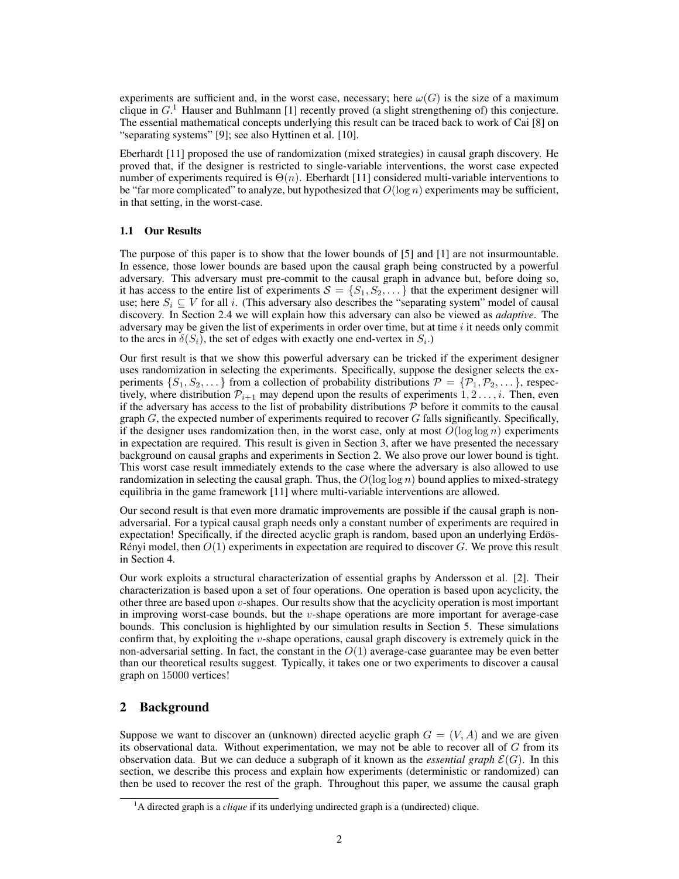experiments are sufficient and, in the worst case, necessary; here $\omega(G)$ is the size of a maximum clique in $G$.[1] Hauser and Buhlmann [1] recently proved (a slight strengthening of) this conjecture. The essential mathematical concepts underlying this result can be traced back to work of Cai [8] on "separating systems" [9]; see also Hyttinen et al. [10].

Eberhardt [11] proposed the use of randomization (mixed strategies) in causal graph discovery. He proved that, if the designer is restricted to single-variable interventions, the worst case expected number of experiments required is $\Theta(n)$. Eberhardt [11] considered multi-variable interventions to be "far more complicated" to analyze, but hypothesized that $O(\log n)$ experiments may be sufficient, in that setting, in the worst-case.

### 1.1 Our Results

The purpose of this paper is to show that the lower bounds of [5] and [1] are not insurmountable. In essence, those lower bounds are based upon the causal graph being constructed by a powerful adversary. This adversary must pre-commit to the causal graph in advance but, before doing so, it has access to the entire list of experiments $\mathcal{S} = \{S_1, S_2, \dots\}$ that the experiment designer will use; here $S_i \subseteq V$ for all $i$. (This adversary also describes the "separating system" model of causal discovery. In Section 2.4 we will explain how this adversary can also be viewed as *adaptive*. The adversary may be given the list of experiments in order over time, but at time $i$ it needs only commit to the arcs in $\delta(S_i)$, the set of edges with exactly one end-vertex in $S_i$.)

Our first result is that we show this powerful adversary can be tricked if the experiment designer uses randomization in selecting the experiments. Specifically, suppose the designer selects the experiments $\{S_1, S_2, \dots\}$ from a collection of probability distributions $\mathcal{P} = \{\mathcal{P}_1, \mathcal{P}_2, \dots\}$, respectively, where distribution $\mathcal{P}_{i+1}$ may depend upon the results of experiments $1, 2 \dots, i$. Then, even if the adversary has access to the list of probability distributions $\mathcal{P}$ before it commits to the causal graph $G$, the expected number of experiments required to recover $G$ falls significantly. Specifically, if the designer uses randomization then, in the worst case, only at most $O(\log \log n)$ experiments in expectation are required. This result is given in Section 3, after we have presented the necessary background on causal graphs and experiments in Section 2. We also prove our lower bound is tight. This worst case result immediately extends to the case where the adversary is also allowed to use randomization in selecting the causal graph. Thus, the $O(\log \log n)$ bound applies to mixed-strategy equilibria in the game framework [11] where multi-variable interventions are allowed.

Our second result is that even more dramatic improvements are possible if the causal graph is non-adversarial. For a typical causal graph needs only a constant number of experiments are required in expectation! Specifically, if the directed acyclic graph is random, based upon an underlying Erdös-Rényi model, then $O(1)$ experiments in expectation are required to discover $G$. We prove this result in Section 4.

Our work exploits a structural characterization of essential graphs by Andersson et al. [2]. Their characterization is based upon a set of four operations. One operation is based upon acyclicity, the other three are based upon $v$-shapes. Our results show that the acyclicity operation is most important in improving worst-case bounds, but the $v$-shape operations are more important for average-case bounds. This conclusion is highlighted by our simulation results in Section 5. These simulations confirm that, by exploiting the $v$-shape operations, causal graph discovery is extremely quick in the non-adversarial setting. In fact, the constant in the $O(1)$ average-case guarantee may be even better than our theoretical results suggest. Typically, it takes one or two experiments to discover a causal graph on 15000 vertices!

## 2 Background

Suppose we want to discover an (unknown) directed acyclic graph $G = (V, A)$ and we are given its observational data. Without experimentation, we may not be able to recover all of $G$ from its observation data. But we can deduce a subgraph of it known as the *essential graph* $\mathcal{E}(G)$. In this section, we describe this process and explain how experiments (deterministic or randomized) can then be used to recover the rest of the graph. Throughout this paper, we assume the causal graph

[1] A directed graph is a *clique* if its underlying undirected graph is a (undirected) clique.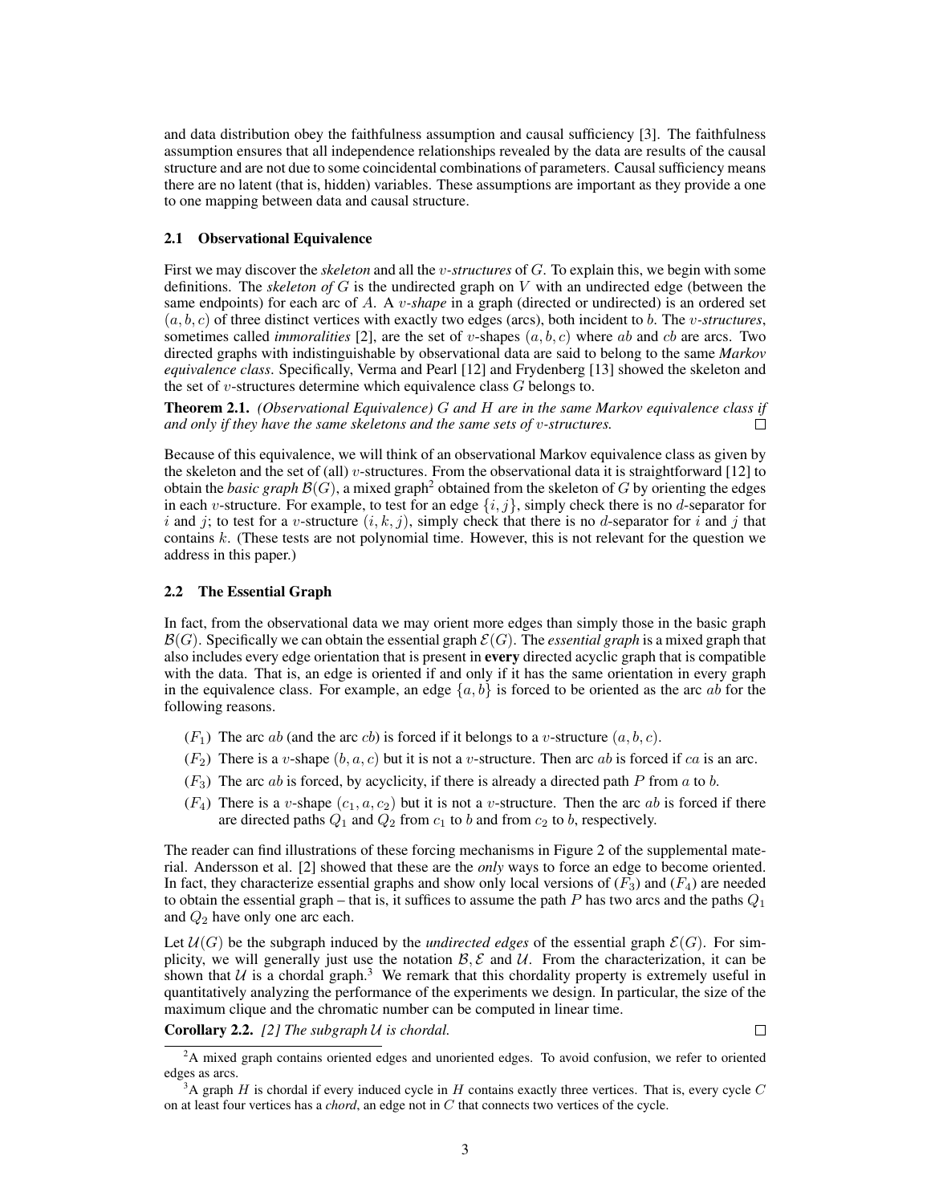and data distribution obey the faithfulness assumption and causal sufficiency [3]. The faithfulness assumption ensures that all independence relationships revealed by the data are results of the causal structure and are not due to some coincidental combinations of parameters. Causal sufficiency means there are no latent (that is, hidden) variables. These assumptions are important as they provide a one to one mapping between data and causal structure.

### 2.1 Observational Equivalence

First we may discover the *skeleton* and all the $v$-*structures* of $G$. To explain this, we begin with some definitions. The *skeleton of* $G$ is the undirected graph on $V$ with an undirected edge (between the same endpoints) for each arc of $A$. A $v$-*shape* in a graph (directed or undirected) is an ordered set $(a, b, c)$ of three distinct vertices with exactly two edges (arcs), both incident to $b$. The $v$-*structures*, sometimes called *immoralities* [2], are the set of $v$-shapes $(a, b, c)$ where $ab$ and $cb$ are arcs. Two directed graphs with indistinguishable by observational data are said to belong to the same *Markov equivalence class*. Specifically, Verma and Pearl [12] and Frydenberg [13] showed the skeleton and the set of $v$-structures determine which equivalence class $G$ belongs to.

**Theorem 2.1.** *(Observational Equivalence) $G$ and $H$ are in the same Markov equivalence class if and only if they have the same skeletons and the same sets of $v$-structures.* □

Because of this equivalence, we will think of an observational Markov equivalence class as given by the skeleton and the set of (all) $v$-structures. From the observational data it is straightforward [12] to obtain the *basic graph* $\mathcal{B}(G)$, a mixed graph[2] obtained from the skeleton of $G$ by orienting the edges in each $v$-structure. For example, to test for an edge $\{i, j\}$, simply check there is no $d$-separator for $i$ and $j$; to test for a $v$-structure $(i, k, j)$, simply check that there is no $d$-separator for $i$ and $j$ that contains $k$. (These tests are not polynomial time. However, this is not relevant for the question we address in this paper.)

### 2.2 The Essential Graph

In fact, from the observational data we may orient more edges than simply those in the basic graph $\mathcal{B}(G)$. Specifically we can obtain the essential graph $\mathcal{E}(G)$. The *essential graph* is a mixed graph that also includes every edge orientation that is present in **every** directed acyclic graph that is compatible with the data. That is, an edge is oriented if and only if it has the same orientation in every graph in the equivalence class. For example, an edge $\{a, b\}$ is forced to be oriented as the arc $ab$ for the following reasons.

- $(F_1)$ The arc $ab$ (and the arc $cb$) is forced if it belongs to a $v$-structure $(a, b, c)$.
- $(F_2)$ There is a $v$-shape $(b, a, c)$ but it is not a $v$-structure. Then arc $ab$ is forced if $ca$ is an arc.
- $(F_3)$ The arc $ab$ is forced, by acyclicity, if there is already a directed path $P$ from $a$ to $b$.
- $(F_4)$ There is a $v$-shape $(c_1, a, c_2)$ but it is not a $v$-structure. Then the arc $ab$ is forced if there are directed paths $Q_1$ and $Q_2$ from $c_1$ to $b$ and from $c_2$ to $b$, respectively.

The reader can find illustrations of these forcing mechanisms in Figure 2 of the supplemental material. Andersson et al. [2] showed that these are the *only* ways to force an edge to become oriented. In fact, they characterize essential graphs and show only local versions of $(F_3)$ and $(F_4)$ are needed to obtain the essential graph – that is, it suffices to assume the path $P$ has two arcs and the paths $Q_1$ and $Q_2$ have only one arc each.

Let $\mathcal{U}(G)$ be the subgraph induced by the *undirected edges* of the essential graph $\mathcal{E}(G)$. For simplicity, we will generally just use the notation $\mathcal{B}, \mathcal{E}$ and $\mathcal{U}$. From the characterization, it can be shown that $\mathcal{U}$ is a chordal graph.[3] We remark that this chordality property is extremely useful in quantitatively analyzing the performance of the experiments we design. In particular, the size of the maximum clique and the chromatic number can be computed in linear time.

**Corollary 2.2.** *[2] The subgraph $\mathcal{U}$ is chordal.* □

[2] A mixed graph contains oriented edges and unoriented edges. To avoid confusion, we refer to oriented edges as arcs.

[3] A graph $H$ is chordal if every induced cycle in $H$ contains exactly three vertices. That is, every cycle $C$ on at least four vertices has a *chord*, an edge not in $C$ that connects two vertices of the cycle.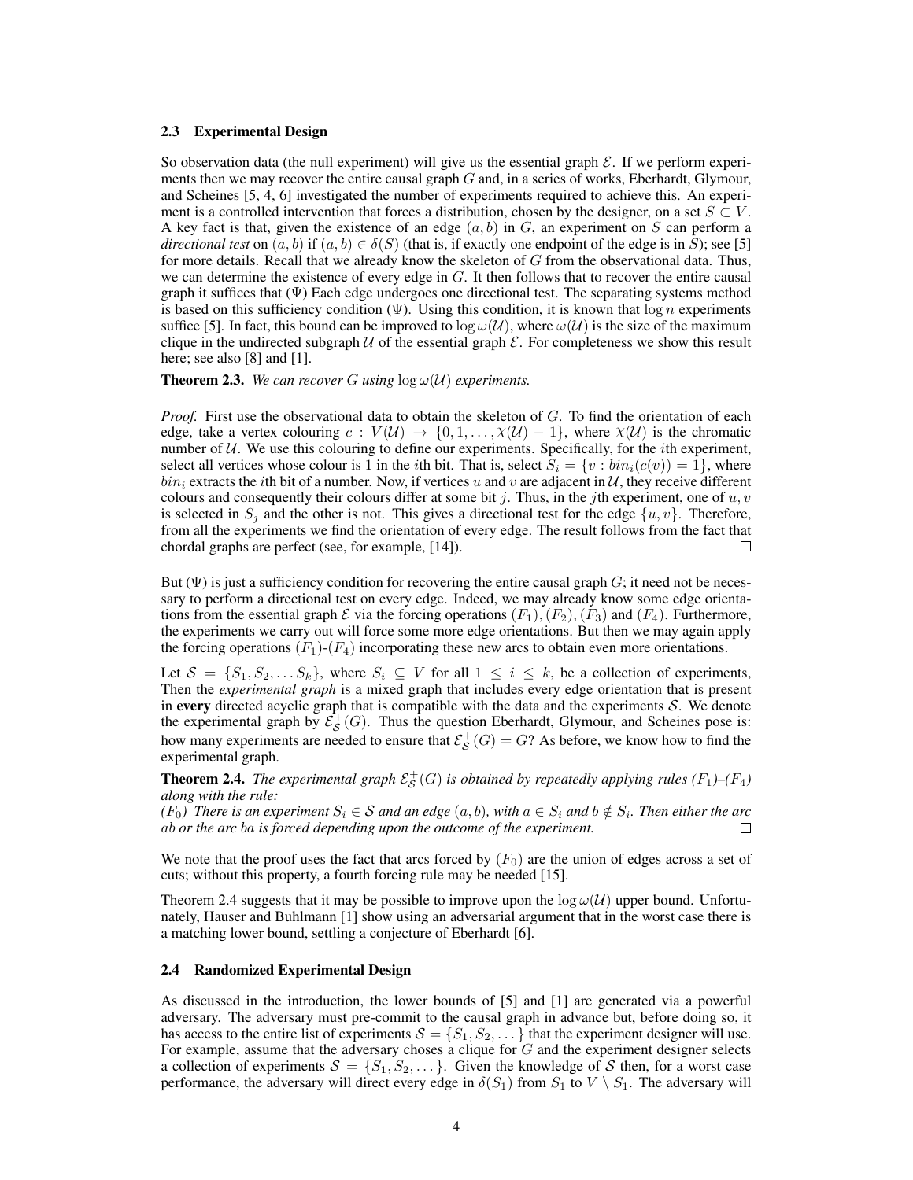### 2.3 Experimental Design

So observation data (the null experiment) will give us the essential graph $\mathcal{E}$. If we perform experiments then we may recover the entire causal graph $G$ and, in a series of works, Eberhardt, Glymour, and Scheines [5, 4, 6] investigated the number of experiments required to achieve this. An experiment is a controlled intervention that forces a distribution, chosen by the designer, on a set $S \subset V$. A key fact is that, given the existence of an edge $(a, b)$ in $G$, an experiment on $S$ can perform a *directional test* on $(a, b)$ if $(a, b) \in \delta(S)$ (that is, if exactly one endpoint of the edge is in $S$); see [5] for more details. Recall that we already know the skeleton of $G$ from the observational data. Thus, we can determine the existence of every edge in $G$. It then follows that to recover the entire causal graph it suffices that ($\Psi$) Each edge undergoes one directional test. The separating systems method is based on this sufficiency condition ($\Psi$). Using this condition, it is known that $\log n$ experiments suffice [5]. In fact, this bound can be improved to $\log \omega(\mathcal{U})$, where $\omega(\mathcal{U})$ is the size of the maximum clique in the undirected subgraph $\mathcal{U}$ of the essential graph $\mathcal{E}$. For completeness we show this result here; see also [8] and [1].

**Theorem 2.3.** *We can recover $G$ using $\log \omega(\mathcal{U})$ experiments.*

*Proof.* First use the observational data to obtain the skeleton of $G$. To find the orientation of each edge, take a vertex colouring $c : V(\mathcal{U}) \rightarrow \{0, 1, \dots, \chi(\mathcal{U}) - 1\}$, where $\chi(\mathcal{U})$ is the chromatic number of $\mathcal{U}$. We use this colouring to define our experiments. Specifically, for the $i$th experiment, select all vertices whose colour is 1 in the $i$th bit. That is, select $S_i = \{v : bin_i(c(v)) = 1\}$, where $bin_i$ extracts the $i$th bit of a number. Now, if vertices $u$ and $v$ are adjacent in $\mathcal{U}$, they receive different colours and consequently their colours differ at some bit $j$. Thus, in the $j$th experiment, one of $u, v$ is selected in $S_j$ and the other is not. This gives a directional test for the edge $\{u, v\}$. Therefore, from all the experiments we find the orientation of every edge. The result follows from the fact that chordal graphs are perfect (see, for example, [14]). $\square$

But ($\Psi$) is just a sufficiency condition for recovering the entire causal graph $G$; it need not be necessary to perform a directional test on every edge. Indeed, we may already know some edge orientations from the essential graph $\mathcal{E}$ via the forcing operations $(F_1), (F_2), (F_3)$ and $(F_4)$. Furthermore, the experiments we carry out will force some more edge orientations. But then we may again apply the forcing operations $(F_1)$-$(F_4)$ incorporating these new arcs to obtain even more orientations.

Let $\mathcal{S} = \{S_1, S_2, \dots S_k\}$, where $S_i \subseteq V$ for all $1 \leq i \leq k$, be a collection of experiments, Then the *experimental graph* is a mixed graph that includes every edge orientation that is present in **every** directed acyclic graph that is compatible with the data and the experiments $\mathcal{S}$. We denote the experimental graph by $\mathcal{E}^+_{\mathcal{S}}(G)$. Thus the question Eberhardt, Glymour, and Scheines pose is: how many experiments are needed to ensure that $\mathcal{E}^+_{\mathcal{S}}(G) = G$? As before, we know how to find the experimental graph.

**Theorem 2.4.** *The experimental graph $\mathcal{E}^+_{\mathcal{S}}(G)$ is obtained by repeatedly applying rules ($F_1$)–($F_4$) along with the rule:*
*($F_0$) There is an experiment $S_i \in \mathcal{S}$ and an edge $(a, b)$, with $a \in S_i$ and $b \notin S_i$. Then either the arc $ab$ or the arc $ba$ is forced depending upon the outcome of the experiment.* $\square$

We note that the proof uses the fact that arcs forced by $(F_0)$ are the union of edges across a set of cuts; without this property, a fourth forcing rule may be needed [15].

Theorem 2.4 suggests that it may be possible to improve upon the $\log \omega(\mathcal{U})$ upper bound. Unfortunately, Hauser and Buhlmann [1] show using an adversarial argument that in the worst case there is a matching lower bound, settling a conjecture of Eberhardt [6].

### 2.4 Randomized Experimental Design

As discussed in the introduction, the lower bounds of [5] and [1] are generated via a powerful adversary. The adversary must pre-commit to the causal graph in advance but, before doing so, it has access to the entire list of experiments $\mathcal{S} = \{S_1, S_2, \dots\}$ that the experiment designer will use. For example, assume that the adversary choses a clique for $G$ and the experiment designer selects a collection of experiments $\mathcal{S} = \{S_1, S_2, \dots\}$. Given the knowledge of $\mathcal{S}$ then, for a worst case performance, the adversary will direct every edge in $\delta(S_1)$ from $S_1$ to $V \setminus S_1$. The adversary will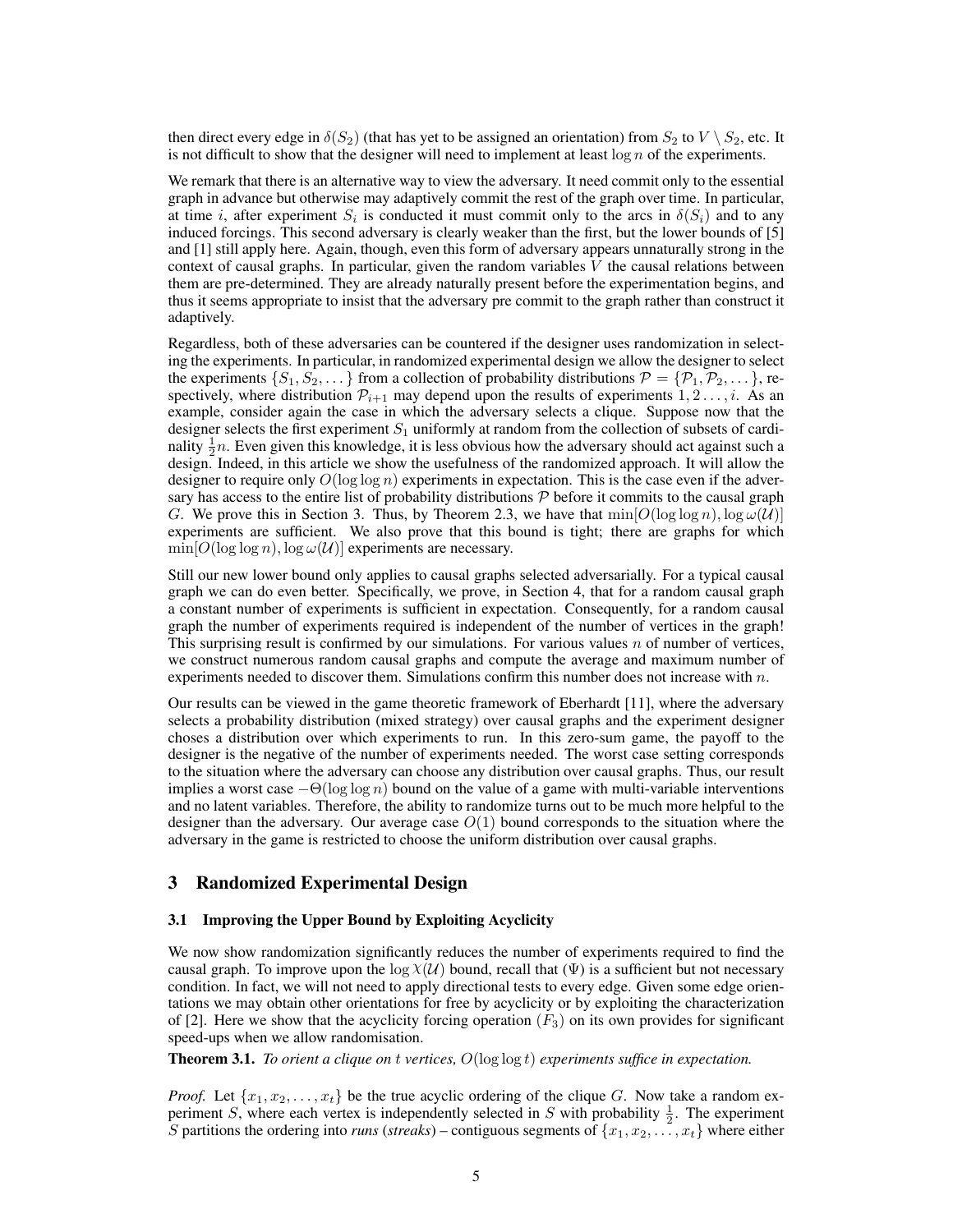then direct every edge in $\delta(S_2)$ (that has yet to be assigned an orientation) from $S_2$ to $V \setminus S_2$, etc. It is not difficult to show that the designer will need to implement at least $\log n$ of the experiments.

We remark that there is an alternative way to view the adversary. It need commit only to the essential graph in advance but otherwise may adaptively commit the rest of the graph over time. In particular, at time $i$, after experiment $S_i$ is conducted it must commit only to the arcs in $\delta(S_i)$ and to any induced forcings. This second adversary is clearly weaker than the first, but the lower bounds of [5] and [1] still apply here. Again, though, even this form of adversary appears unnaturally strong in the context of causal graphs. In particular, given the random variables $V$ the causal relations between them are pre-determined. They are already naturally present before the experimentation begins, and thus it seems appropriate to insist that the adversary pre commit to the graph rather than construct it adaptively.

Regardless, both of these adversaries can be countered if the designer uses randomization in selecting the experiments. In particular, in randomized experimental design we allow the designer to select the experiments $\{S_1, S_2, \dots\}$ from a collection of probability distributions $\mathcal{P} = \{\mathcal{P}_1, \mathcal{P}_2, \dots\}$, respectively, where distribution $\mathcal{P}_{i+1}$ may depend upon the results of experiments $1, 2 \dots, i$. As an example, consider again the case in which the adversary selects a clique. Suppose now that the designer selects the first experiment $S_1$ uniformly at random from the collection of subsets of cardinality $\frac{1}{2}n$. Even given this knowledge, it is less obvious how the adversary should act against such a design. Indeed, in this article we show the usefulness of the randomized approach. It will allow the designer to require only $O(\log \log n)$ experiments in expectation. This is the case even if the adversary has access to the entire list of probability distributions $\mathcal{P}$ before it commits to the causal graph $G$. We prove this in Section 3. Thus, by Theorem 2.3, we have that $\min[O(\log \log n), \log \omega(\mathcal{U})]$ experiments are sufficient. We also prove that this bound is tight; there are graphs for which $\min[O(\log \log n), \log \omega(\mathcal{U})]$ experiments are necessary.

Still our new lower bound only applies to causal graphs selected adversarially. For a typical causal graph we can do even better. Specifically, we prove, in Section 4, that for a random causal graph a constant number of experiments is sufficient in expectation. Consequently, for a random causal graph the number of experiments required is independent of the number of vertices in the graph! This surprising result is confirmed by our simulations. For various values $n$ of number of vertices, we construct numerous random causal graphs and compute the average and maximum number of experiments needed to discover them. Simulations confirm this number does not increase with $n$.

Our results can be viewed in the game theoretic framework of Eberhardt [11], where the adversary selects a probability distribution (mixed strategy) over causal graphs and the experiment designer choses a distribution over which experiments to run. In this zero-sum game, the payoff to the designer is the negative of the number of experiments needed. The worst case setting corresponds to the situation where the adversary can choose any distribution over causal graphs. Thus, our result implies a worst case $-\Theta(\log \log n)$ bound on the value of a game with multi-variable interventions and no latent variables. Therefore, the ability to randomize turns out to be much more helpful to the designer than the adversary. Our average case $O(1)$ bound corresponds to the situation where the adversary in the game is restricted to choose the uniform distribution over causal graphs.

## 3 Randomized Experimental Design

### 3.1 Improving the Upper Bound by Exploiting Acyclicity

We now show randomization significantly reduces the number of experiments required to find the causal graph. To improve upon the $\log \chi(\mathcal{U})$ bound, recall that ($\Psi$) is a sufficient but not necessary condition. In fact, we will not need to apply directional tests to every edge. Given some edge orientations we may obtain other orientations for free by acyclicity or by exploiting the characterization of [2]. Here we show that the acyclicity forcing operation ($F_3$) on its own provides for significant speed-ups when we allow randomisation.

**Theorem 3.1.** *To orient a clique on $t$ vertices, $O(\log \log t)$ experiments suffice in expectation.*

*Proof.* Let $\{x_1, x_2, \dots, x_t\}$ be the true acyclic ordering of the clique $G$. Now take a random experiment $S$, where each vertex is independently selected in $S$ with probability $\frac{1}{2}$. The experiment $S$ partitions the ordering into *runs* (*streaks*) – contiguous segments of $\{x_1, x_2, \dots, x_t\}$ where either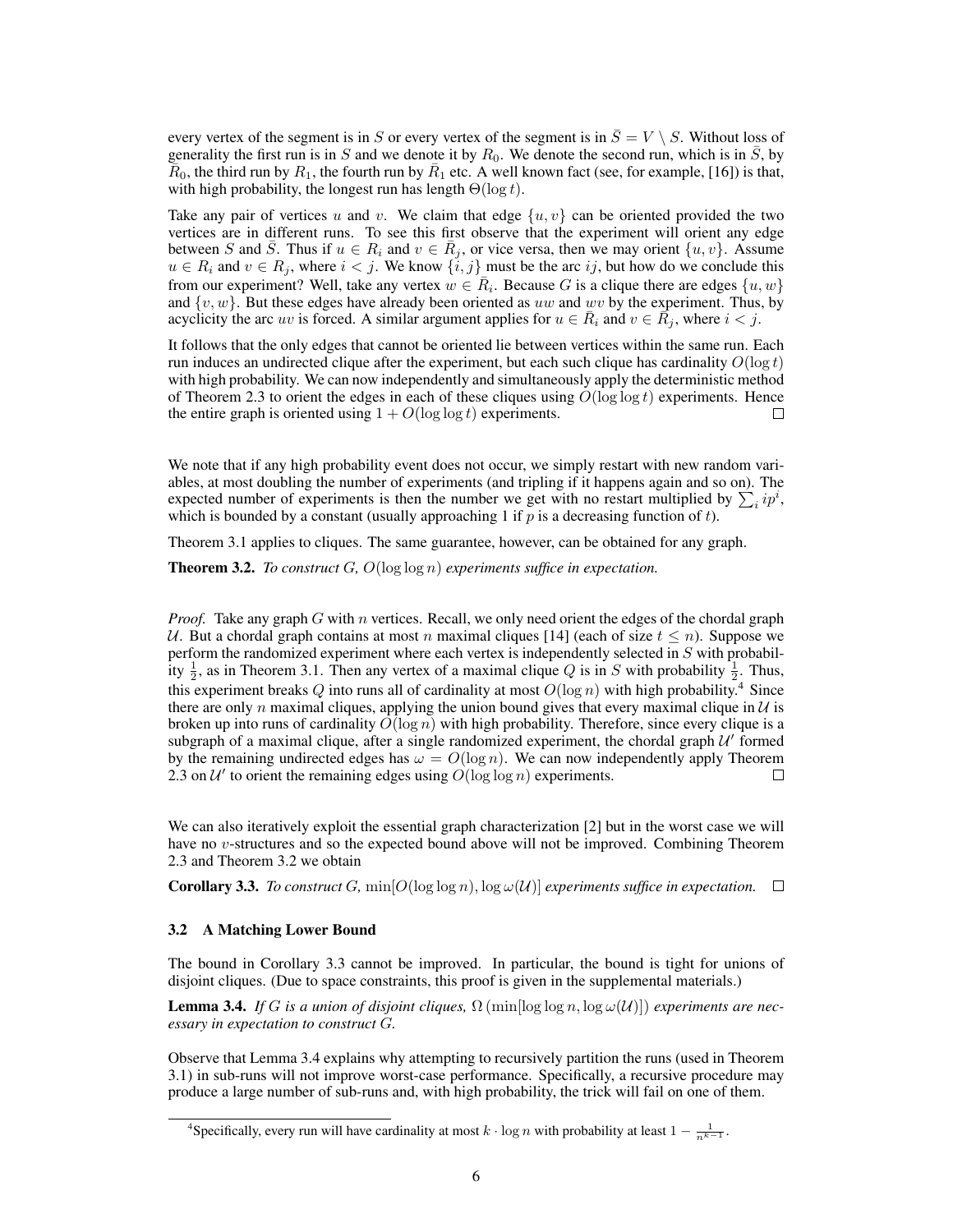every vertex of the segment is in $S$ or every vertex of the segment is in $\bar{S} = V \setminus S$. Without loss of generality the first run is in $S$ and we denote it by $R_0$. We denote the second run, which is in $\bar{S}$, by $\bar{R}_0$, the third run by $R_1$, the fourth run by $\bar{R}_1$ etc. A well known fact (see, for example, [16]) is that, with high probability, the longest run has length $\Theta(\log t)$.

Take any pair of vertices $u$ and $v$. We claim that edge $\{u, v\}$ can be oriented provided the two vertices are in different runs. To see this first observe that the experiment will orient any edge between $S$ and $\bar{S}$. Thus if $u \in R_i$ and $v \in \bar{R}_j$, or vice versa, then we may orient $\{u, v\}$. Assume $u \in R_i$ and $v \in R_j$, where $i < j$. We know $\{i, j\}$ must be the arc $ij$, but how do we conclude this from our experiment? Well, take any vertex $w \in \bar{R}_i$. Because $G$ is a clique there are edges $\{u, w\}$ and $\{v, w\}$. But these edges have already been oriented as $uw$ and $wv$ by the experiment. Thus, by acyclicity the arc $uv$ is forced. A similar argument applies for $u \in \bar{R}_i$ and $v \in \bar{R}_j$, where $i < j$.

It follows that the only edges that cannot be oriented lie between vertices within the same run. Each run induces an undirected clique after the experiment, but each such clique has cardinality $O(\log t)$ with high probability. We can now independently and simultaneously apply the deterministic method of Theorem 2.3 to orient the edges in each of these cliques using $O(\log \log t)$ experiments. Hence the entire graph is oriented using $1 + O(\log \log t)$ experiments. □

We note that if any high probability event does not occur, we simply restart with new random variables, at most doubling the number of experiments (and tripling if it happens again and so on). The expected number of experiments is then the number we get with no restart multiplied by $\sum_i ip^i$, which is bounded by a constant (usually approaching 1 if $p$ is a decreasing function of $t$).

Theorem 3.1 applies to cliques. The same guarantee, however, can be obtained for any graph.

**Theorem 3.2.** *To construct $G$, $O(\log \log n)$ experiments suffice in expectation.*

*Proof.* Take any graph $G$ with $n$ vertices. Recall, we only need orient the edges of the chordal graph $\mathcal{U}$. But a chordal graph contains at most $n$ maximal cliques [14] (each of size $t \leq n$). Suppose we perform the randomized experiment where each vertex is independently selected in $S$ with probability $\frac{1}{2}$, as in Theorem 3.1. Then any vertex of a maximal clique $Q$ is in $S$ with probability $\frac{1}{2}$. Thus, this experiment breaks $Q$ into runs all of cardinality at most $O(\log n)$ with high probability.[4] Since there are only $n$ maximal cliques, applying the union bound gives that every maximal clique in $\mathcal{U}$ is broken up into runs of cardinality $O(\log n)$ with high probability. Therefore, since every clique is a subgraph of a maximal clique, after a single randomized experiment, the chordal graph $\mathcal{U}'$ formed by the remaining undirected edges has $\omega = O(\log n)$. We can now independently apply Theorem 2.3 on $\mathcal{U}'$ to orient the remaining edges using $O(\log \log n)$ experiments. □

We can also iteratively exploit the essential graph characterization [2] but in the worst case we will have no $v$-structures and so the expected bound above will not be improved. Combining Theorem 2.3 and Theorem 3.2 we obtain

**Corollary 3.3.** *To construct $G$, $\min[O(\log \log n), \log \omega(\mathcal{U})]$ experiments suffice in expectation.* □

### 3.2 A Matching Lower Bound

The bound in Corollary 3.3 cannot be improved. In particular, the bound is tight for unions of disjoint cliques. (Due to space constraints, this proof is given in the supplemental materials.)

**Lemma 3.4.** *If $G$ is a union of disjoint cliques, $\Omega(\min[\log \log n, \log \omega(\mathcal{U})])$ experiments are necessary in expectation to construct $G$.*

Observe that Lemma 3.4 explains why attempting to recursively partition the runs (used in Theorem 3.1) in sub-runs will not improve worst-case performance. Specifically, a recursive procedure may produce a large number of sub-runs and, with high probability, the trick will fail on one of them.

[4] Specifically, every run will have cardinality at most $k \cdot \log n$ with probability at least $1 - \frac{1}{n^{k-1}}$.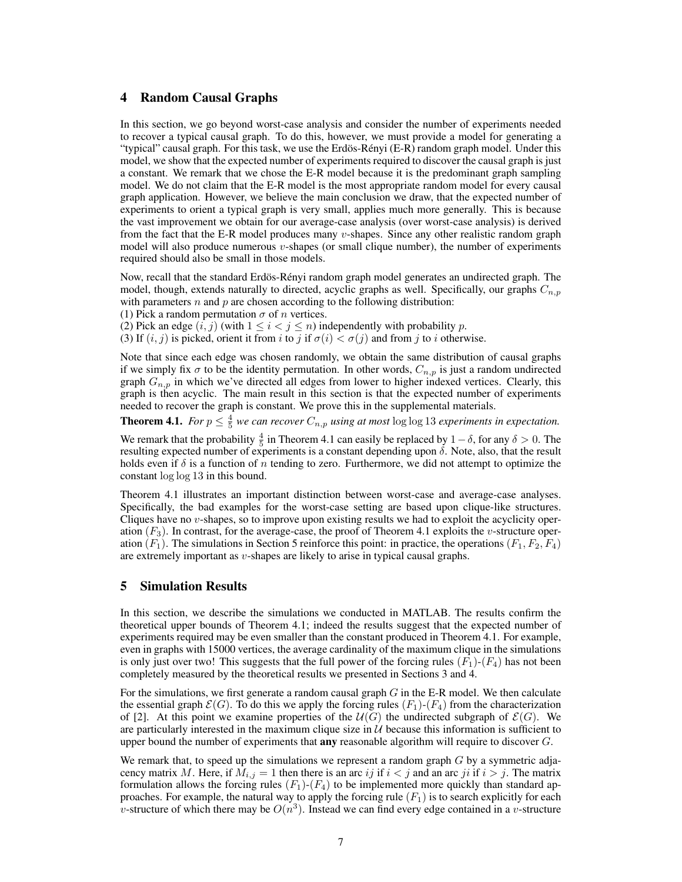## 4 Random Causal Graphs

In this section, we go beyond worst-case analysis and consider the number of experiments needed to recover a typical causal graph. To do this, however, we must provide a model for generating a "typical" causal graph. For this task, we use the Erdös-Rényi (E-R) random graph model. Under this model, we show that the expected number of experiments required to discover the causal graph is just a constant. We remark that we chose the E-R model because it is the predominant graph sampling model. We do not claim that the E-R model is the most appropriate random model for every causal graph application. However, we believe the main conclusion we draw, that the expected number of experiments to orient a typical graph is very small, applies much more generally. This is because the vast improvement we obtain for our average-case analysis (over worst-case analysis) is derived from the fact that the E-R model produces many $v$-shapes. Since any other realistic random graph model will also produce numerous $v$-shapes (or small clique number), the number of experiments required should also be small in those models.

Now, recall that the standard Erdös-Rényi random graph model generates an undirected graph. The model, though, extends naturally to directed, acyclic graphs as well. Specifically, our graphs $C_{n,p}$ with parameters $n$ and $p$ are chosen according to the following distribution:
(1) Pick a random permutation $\sigma$ of $n$ vertices.
(2) Pick an edge $(i, j)$ (with $1 \le i < j \le n$) independently with probability $p$.
(3) If $(i, j)$ is picked, orient it from $i$ to $j$ if $\sigma(i) < \sigma(j)$ and from $j$ to $i$ otherwise.

Note that since each edge was chosen randomly, we obtain the same distribution of causal graphs if we simply fix $\sigma$ to be the identity permutation. In other words, $C_{n,p}$ is just a random undirected graph $G_{n,p}$ in which we've directed all edges from lower to higher indexed vertices. Clearly, this graph is then acyclic. The main result in this section is that the expected number of experiments needed to recover the graph is constant. We prove this in the supplemental materials.

**Theorem 4.1.** *For $p \le \frac{4}{5}$ we can recover $C_{n,p}$ using at most $\log\log 13$ experiments in expectation.*

We remark that the probability $\frac{4}{5}$ in Theorem 4.1 can easily be replaced by $1 - \delta$, for any $\delta > 0$. The resulting expected number of experiments is a constant depending upon $\delta$. Note, also, that the result holds even if $\delta$ is a function of $n$ tending to zero. Furthermore, we did not attempt to optimize the constant $\log\log 13$ in this bound.

Theorem 4.1 illustrates an important distinction between worst-case and average-case analyses. Specifically, the bad examples for the worst-case setting are based upon clique-like structures. Cliques have no $v$-shapes, so to improve upon existing results we had to exploit the acyclicity operation $(F_3)$. In contrast, for the average-case, the proof of Theorem 4.1 exploits the $v$-structure operation $(F_1)$. The simulations in Section 5 reinforce this point: in practice, the operations $(F_1, F_2, F_4)$ are extremely important as $v$-shapes are likely to arise in typical causal graphs.

## 5 Simulation Results

In this section, we describe the simulations we conducted in MATLAB. The results confirm the theoretical upper bounds of Theorem 4.1; indeed the results suggest that the expected number of experiments required may be even smaller than the constant produced in Theorem 4.1. For example, even in graphs with 15000 vertices, the average cardinality of the maximum clique in the simulations is only just over two! This suggests that the full power of the forcing rules $(F_1)$-$(F_4)$ has not been completely measured by the theoretical results we presented in Sections 3 and 4.

For the simulations, we first generate a random causal graph $G$ in the E-R model. We then calculate the essential graph $\mathcal{E}(G)$. To do this we apply the forcing rules $(F_1)$-$(F_4)$ from the characterization of [2]. At this point we examine properties of the $\mathcal{U}(G)$ the undirected subgraph of $\mathcal{E}(G)$. We are particularly interested in the maximum clique size in $\mathcal{U}$ because this information is sufficient to upper bound the number of experiments that **any** reasonable algorithm will require to discover $G$.

We remark that, to speed up the simulations we represent a random graph $G$ by a symmetric adjacency matrix $M$. Here, if $M_{i,j} = 1$ then there is an arc $ij$ if $i < j$ and an arc $ji$ if $i > j$. The matrix formulation allows the forcing rules $(F_1)$-$(F_4)$ to be implemented more quickly than standard approaches. For example, the natural way to apply the forcing rule $(F_1)$ is to search explicitly for each $v$-structure of which there may be $O(n^3)$. Instead we can find every edge contained in a $v$-structure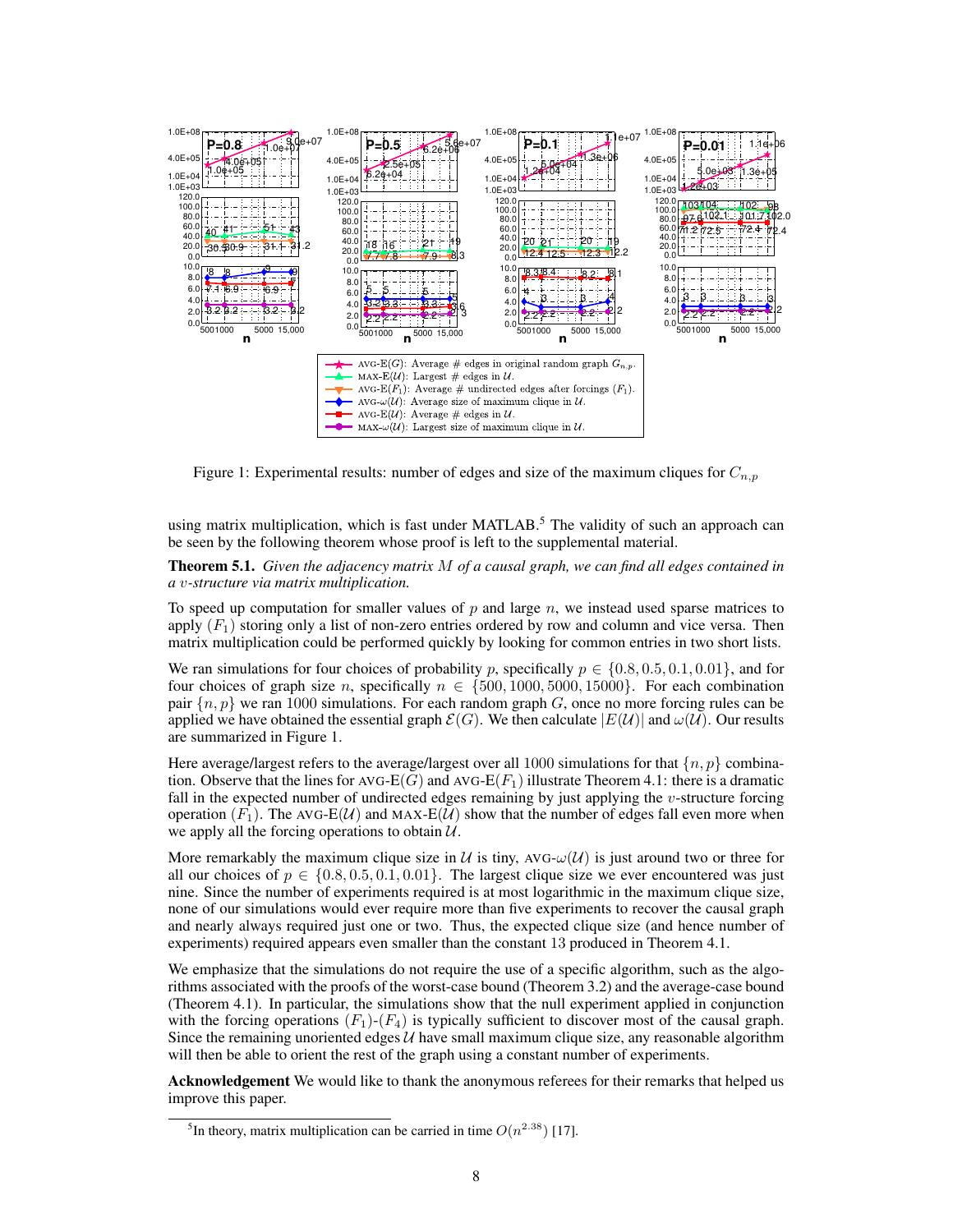Figure 1: Experimental results: number of edges and size of the maximum cliques for $C_{n,p}$

using matrix multiplication, which is fast under MATLAB.[5] The validity of such an approach can be seen by the following theorem whose proof is left to the supplemental material.

**Theorem 5.1.** *Given the adjacency matrix $M$ of a causal graph, we can find all edges contained in a $v$-structure via matrix multiplication.*

To speed up computation for smaller values of $p$ and large $n$, we instead used sparse matrices to apply $(F_1)$ storing only a list of non-zero entries ordered by row and column and vice versa. Then matrix multiplication could be performed quickly by looking for common entries in two short lists.

We ran simulations for four choices of probability $p$, specifically $p \in \{0.8, 0.5, 0.1, 0.01\}$, and for four choices of graph size $n$, specifically $n \in \{500, 1000, 5000, 15000\}$. For each combination pair $\{n, p\}$ we ran 1000 simulations. For each random graph $G$, once no more forcing rules can be applied we have obtained the essential graph $\mathcal{E}(G)$. We then calculate $|E(\mathcal{U})|$ and $\omega(\mathcal{U})$. Our results are summarized in Figure 1.

Here average/largest refers to the average/largest over all 1000 simulations for that $\{n, p\}$ combination. Observe that the lines for AVG-E($G$) and AVG-E($F_1$) illustrate Theorem 4.1: there is a dramatic fall in the expected number of undirected edges remaining by just applying the $v$-structure forcing operation $(F_1)$. The AVG-E($\mathcal{U}$) and MAX-E($\mathcal{U}$) show that the number of edges fall even more when we apply all the forcing operations to obtain $\mathcal{U}$.

More remarkably the maximum clique size in $\mathcal{U}$ is tiny, AVG-$\omega(\mathcal{U})$ is just around two or three for all our choices of $p \in \{0.8, 0.5, 0.1, 0.01\}$. The largest clique size we ever encountered was just nine. Since the number of experiments required is at most logarithmic in the maximum clique size, none of our simulations would ever require more than five experiments to recover the causal graph and nearly always required just one or two. Thus, the expected clique size (and hence number of experiments) required appears even smaller than the constant 13 produced in Theorem 4.1.

We emphasize that the simulations do not require the use of a specific algorithm, such as the algorithms associated with the proofs of the worst-case bound (Theorem 3.2) and the average-case bound (Theorem 4.1). In particular, the simulations show that the null experiment applied in conjunction with the forcing operations $(F_1)$-$(F_4)$ is typically sufficient to discover most of the causal graph. Since the remaining unoriented edges $\mathcal{U}$ have small maximum clique size, any reasonable algorithm will then be able to orient the rest of the graph using a constant number of experiments.

**Acknowledgement** We would like to thank the anonymous referees for their remarks that helped us improve this paper.

[5] In theory, matrix multiplication can be carried in time $O(n^{2.38})$ [17].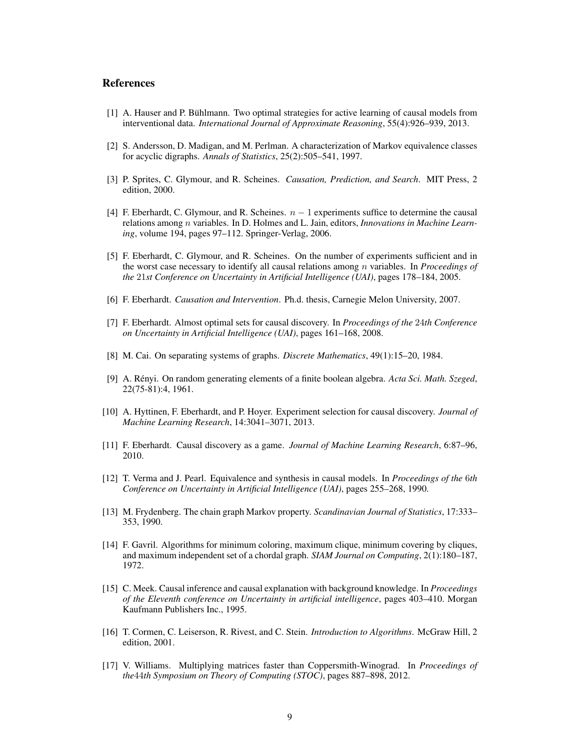## References

[1] A. Hauser and P. Bühlmann. Two optimal strategies for active learning of causal models from interventional data. *International Journal of Approximate Reasoning*, 55(4):926–939, 2013.

[2] S. Andersson, D. Madigan, and M. Perlman. A characterization of Markov equivalence classes for acyclic digraphs. *Annals of Statistics*, 25(2):505–541, 1997.

[3] P. Sprites, C. Glymour, and R. Scheines. *Causation, Prediction, and Search*. MIT Press, 2 edition, 2000.

[4] F. Eberhardt, C. Glymour, and R. Scheines. $n-1$ experiments suffice to determine the causal relations among $n$ variables. In D. Holmes and L. Jain, editors, *Innovations in Machine Learning*, volume 194, pages 97–112. Springer-Verlag, 2006.

[5] F. Eberhardt, C. Glymour, and R. Scheines. On the number of experiments sufficient and in the worst case necessary to identify all causal relations among $n$ variables. In *Proceedings of the 21st Conference on Uncertainty in Artificial Intelligence (UAI)*, pages 178–184, 2005.

[6] F. Eberhardt. *Causation and Intervention*. Ph.d. thesis, Carnegie Melon University, 2007.

[7] F. Eberhardt. Almost optimal sets for causal discovery. In *Proceedings of the 24th Conference on Uncertainty in Artificial Intelligence (UAI)*, pages 161–168, 2008.

[8] M. Cai. On separating systems of graphs. *Discrete Mathematics*, 49(1):15–20, 1984.

[9] A. Rényi. On random generating elements of a finite boolean algebra. *Acta Sci. Math. Szeged*, 22(75-81):4, 1961.

[10] A. Hyttinen, F. Eberhardt, and P. Hoyer. Experiment selection for causal discovery. *Journal of Machine Learning Research*, 14:3041–3071, 2013.

[11] F. Eberhardt. Causal discovery as a game. *Journal of Machine Learning Research*, 6:87–96, 2010.

[12] T. Verma and J. Pearl. Equivalence and synthesis in causal models. In *Proceedings of the 6th Conference on Uncertainty in Artificial Intelligence (UAI)*, pages 255–268, 1990.

[13] M. Frydenberg. The chain graph Markov property. *Scandinavian Journal of Statistics*, 17:333–353, 1990.

[14] F. Gavril. Algorithms for minimum coloring, maximum clique, minimum covering by cliques, and maximum independent set of a chordal graph. *SIAM Journal on Computing*, 2(1):180–187, 1972.

[15] C. Meek. Causal inference and causal explanation with background knowledge. In *Proceedings of the Eleventh conference on Uncertainty in artificial intelligence*, pages 403–410. Morgan Kaufmann Publishers Inc., 1995.

[16] T. Cormen, C. Leiserson, R. Rivest, and C. Stein. *Introduction to Algorithms*. McGraw Hill, 2 edition, 2001.

[17] V. Williams. Multiplying matrices faster than Coppersmith-Winograd. In *Proceedings of the44th Symposium on Theory of Computing (STOC)*, pages 887–898, 2012.